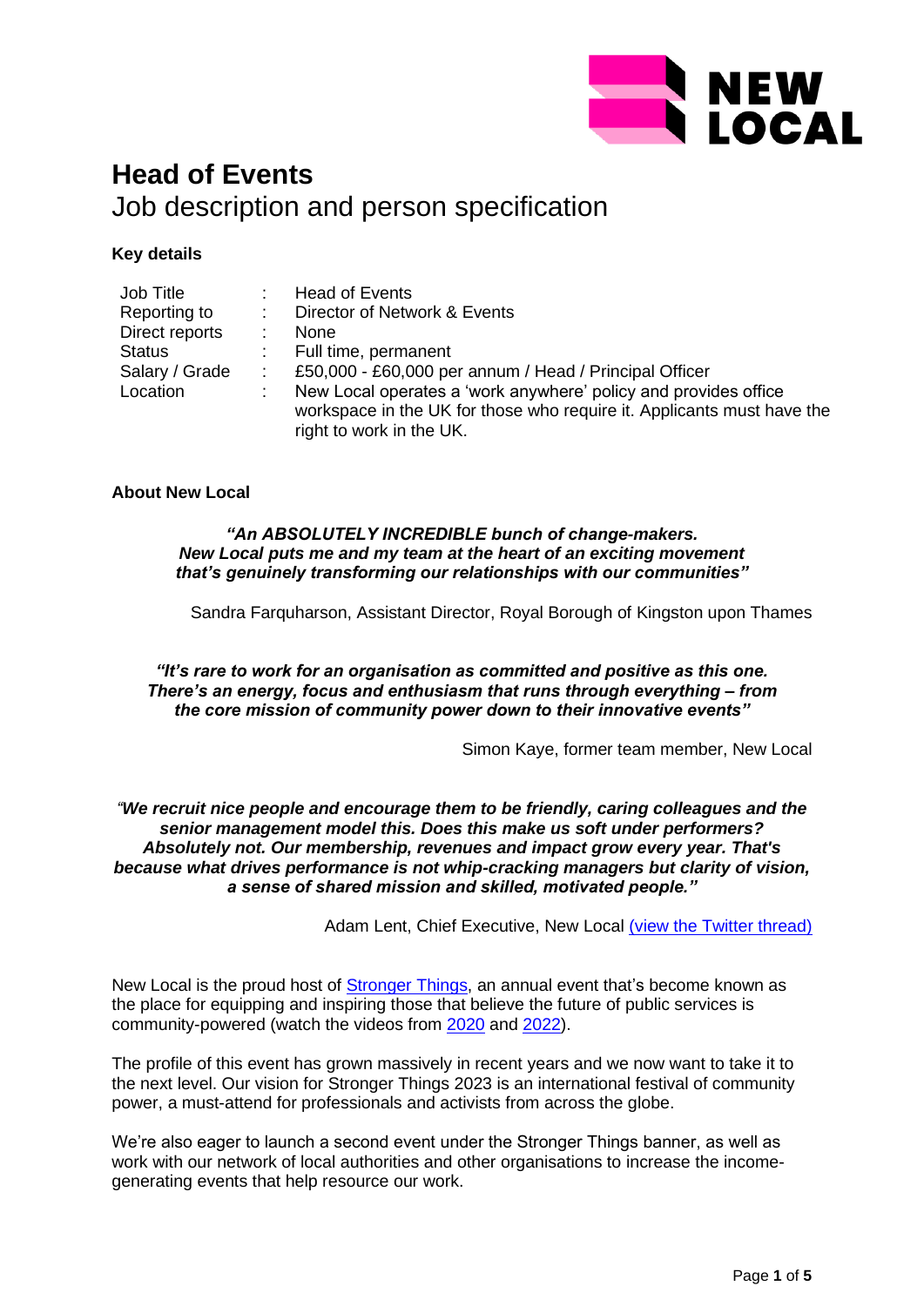# Head of Events

## Job description and person specification

### Key details

| Job Title | : | Head of Events |
|---|---|---|
| Reporting to | : | Director of Network & Events |
| Direct reports | : | None |
| Status | : | Full time, permanent |
| Salary / Grade | : | £50,000 - £60,000 per annum / Head / Principal Officer |
| Location | : | New Local operates a 'work anywhere' policy and provides office workspace in the UK for those who require it. Applicants must have the right to work in the UK. |

### About New Local

***"An ABSOLUTELY INCREDIBLE bunch of change-makers. New Local puts me and my team at the heart of an exciting movement that's genuinely transforming our relationships with our communities"***

Sandra Farquharson, Assistant Director, Royal Borough of Kingston upon Thames

***"It's rare to work for an organisation as committed and positive as this one. There's an energy, focus and enthusiasm that runs through everything – from the core mission of community power down to their innovative events"***

Simon Kaye, former team member, New Local

***"We recruit nice people and encourage them to be friendly, caring colleagues and the senior management model this. Does this make us soft under performers? Absolutely not. Our membership, revenues and impact grow every year. That's because what drives performance is not whip-cracking managers but clarity of vision, a sense of shared mission and skilled, motivated people."***

Adam Lent, Chief Executive, New Local (view the Twitter thread)

New Local is the proud host of Stronger Things, an annual event that's become known as the place for equipping and inspiring those that believe the future of public services is community-powered (watch the videos from 2020 and 2022).

The profile of this event has grown massively in recent years and we now want to take it to the next level. Our vision for Stronger Things 2023 is an international festival of community power, a must-attend for professionals and activists from across the globe.

We're also eager to launch a second event under the Stronger Things banner, as well as work with our network of local authorities and other organisations to increase the income-generating events that help resource our work.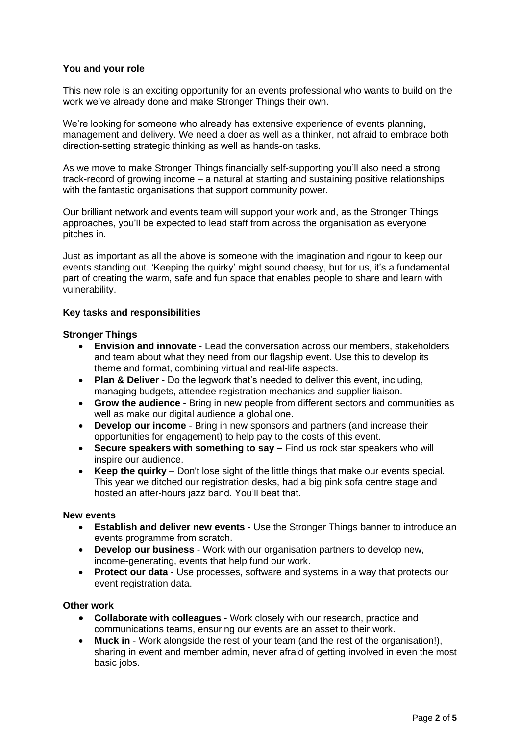## You and your role

This new role is an exciting opportunity for an events professional who wants to build on the work we've already done and make Stronger Things their own.

We're looking for someone who already has extensive experience of events planning, management and delivery. We need a doer as well as a thinker, not afraid to embrace both direction-setting strategic thinking as well as hands-on tasks.

As we move to make Stronger Things financially self-supporting you'll also need a strong track-record of growing income – a natural at starting and sustaining positive relationships with the fantastic organisations that support community power.

Our brilliant network and events team will support your work and, as the Stronger Things approaches, you'll be expected to lead staff from across the organisation as everyone pitches in.

Just as important as all the above is someone with the imagination and rigour to keep our events standing out. 'Keeping the quirky' might sound cheesy, but for us, it's a fundamental part of creating the warm, safe and fun space that enables people to share and learn with vulnerability.

## Key tasks and responsibilities

### Stronger Things

- **Envision and innovate** - Lead the conversation across our members, stakeholders and team about what they need from our flagship event. Use this to develop its theme and format, combining virtual and real-life aspects.
- **Plan & Deliver** - Do the legwork that's needed to deliver this event, including, managing budgets, attendee registration mechanics and supplier liaison.
- **Grow the audience** - Bring in new people from different sectors and communities as well as make our digital audience a global one.
- **Develop our income** - Bring in new sponsors and partners (and increase their opportunities for engagement) to help pay to the costs of this event.
- **Secure speakers with something to say –** Find us rock star speakers who will inspire our audience.
- **Keep the quirky** – Don't lose sight of the little things that make our events special. This year we ditched our registration desks, had a big pink sofa centre stage and hosted an after-hours jazz band. You'll beat that.

### New events

- **Establish and deliver new events** - Use the Stronger Things banner to introduce an events programme from scratch.
- **Develop our business** - Work with our organisation partners to develop new, income-generating, events that help fund our work.
- **Protect our data** - Use processes, software and systems in a way that protects our event registration data.

### Other work

- **Collaborate with colleagues** - Work closely with our research, practice and communications teams, ensuring our events are an asset to their work.
- **Muck in** - Work alongside the rest of your team (and the rest of the organisation!), sharing in event and member admin, never afraid of getting involved in even the most basic jobs.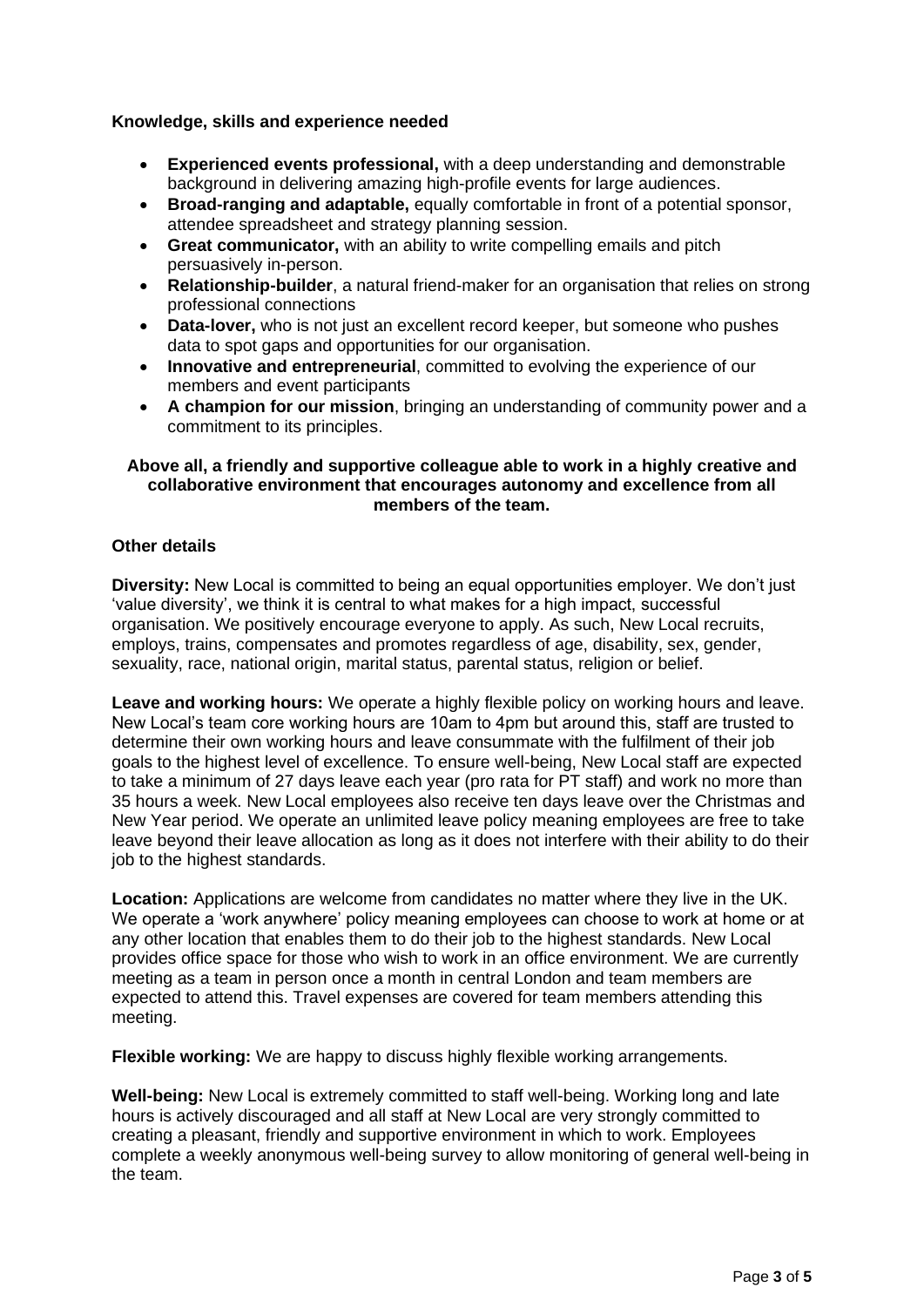### Knowledge, skills and experience needed

- **Experienced events professional,** with a deep understanding and demonstrable background in delivering amazing high-profile events for large audiences.
- **Broad-ranging and adaptable,** equally comfortable in front of a potential sponsor, attendee spreadsheet and strategy planning session.
- **Great communicator,** with an ability to write compelling emails and pitch persuasively in-person.
- **Relationship-builder**, a natural friend-maker for an organisation that relies on strong professional connections
- **Data-lover,** who is not just an excellent record keeper, but someone who pushes data to spot gaps and opportunities for our organisation.
- **Innovative and entrepreneurial**, committed to evolving the experience of our members and event participants
- **A champion for our mission**, bringing an understanding of community power and a commitment to its principles.

**Above all, a friendly and supportive colleague able to work in a highly creative and collaborative environment that encourages autonomy and excellence from all members of the team.**

### Other details

**Diversity:** New Local is committed to being an equal opportunities employer. We don't just 'value diversity', we think it is central to what makes for a high impact, successful organisation. We positively encourage everyone to apply. As such, New Local recruits, employs, trains, compensates and promotes regardless of age, disability, sex, gender, sexuality, race, national origin, marital status, parental status, religion or belief.

**Leave and working hours:** We operate a highly flexible policy on working hours and leave. New Local's team core working hours are 10am to 4pm but around this, staff are trusted to determine their own working hours and leave consummate with the fulfilment of their job goals to the highest level of excellence. To ensure well-being, New Local staff are expected to take a minimum of 27 days leave each year (pro rata for PT staff) and work no more than 35 hours a week. New Local employees also receive ten days leave over the Christmas and New Year period. We operate an unlimited leave policy meaning employees are free to take leave beyond their leave allocation as long as it does not interfere with their ability to do their job to the highest standards.

**Location:** Applications are welcome from candidates no matter where they live in the UK. We operate a 'work anywhere' policy meaning employees can choose to work at home or at any other location that enables them to do their job to the highest standards. New Local provides office space for those who wish to work in an office environment. We are currently meeting as a team in person once a month in central London and team members are expected to attend this. Travel expenses are covered for team members attending this meeting.

**Flexible working:** We are happy to discuss highly flexible working arrangements.

**Well-being:** New Local is extremely committed to staff well-being. Working long and late hours is actively discouraged and all staff at New Local are very strongly committed to creating a pleasant, friendly and supportive environment in which to work. Employees complete a weekly anonymous well-being survey to allow monitoring of general well-being in the team.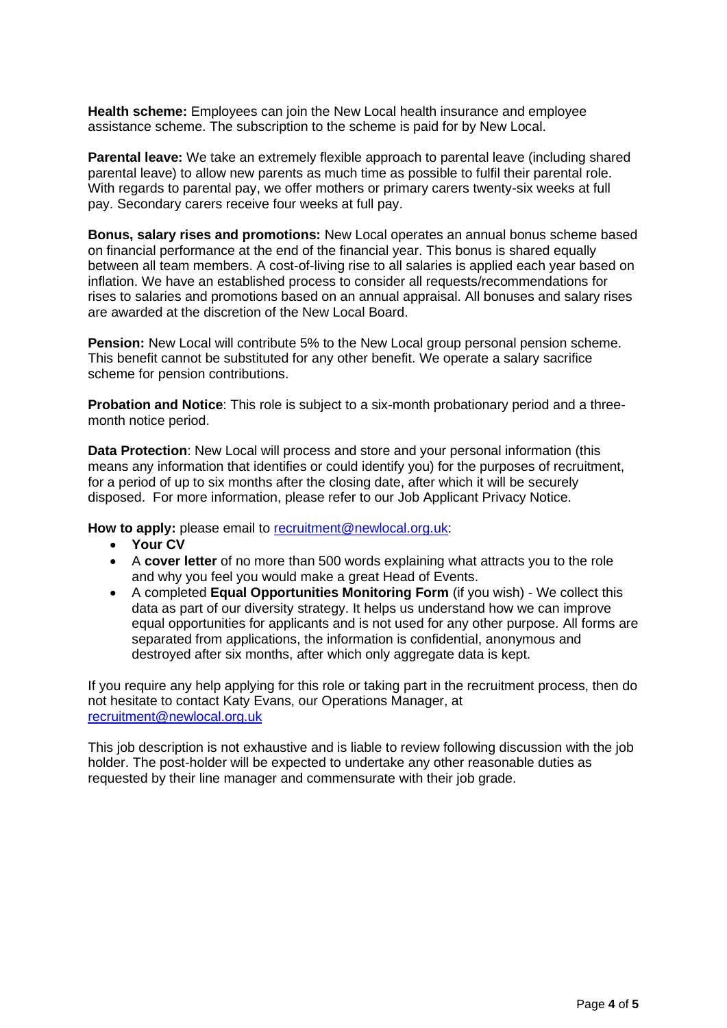**Health scheme:** Employees can join the New Local health insurance and employee assistance scheme. The subscription to the scheme is paid for by New Local.

**Parental leave:** We take an extremely flexible approach to parental leave (including shared parental leave) to allow new parents as much time as possible to fulfil their parental role. With regards to parental pay, we offer mothers or primary carers twenty-six weeks at full pay. Secondary carers receive four weeks at full pay.

**Bonus, salary rises and promotions:** New Local operates an annual bonus scheme based on financial performance at the end of the financial year. This bonus is shared equally between all team members. A cost-of-living rise to all salaries is applied each year based on inflation. We have an established process to consider all requests/recommendations for rises to salaries and promotions based on an annual appraisal. All bonuses and salary rises are awarded at the discretion of the New Local Board.

**Pension:** New Local will contribute 5% to the New Local group personal pension scheme. This benefit cannot be substituted for any other benefit. We operate a salary sacrifice scheme for pension contributions.

**Probation and Notice**: This role is subject to a six-month probationary period and a three-month notice period.

**Data Protection**: New Local will process and store and your personal information (this means any information that identifies or could identify you) for the purposes of recruitment, for a period of up to six months after the closing date, after which it will be securely disposed. For more information, please refer to our Job Applicant Privacy Notice.

**How to apply:** please email to recruitment@newlocal.org.uk:

- **Your CV**
- A **cover letter** of no more than 500 words explaining what attracts you to the role and why you feel you would make a great Head of Events.
- A completed **Equal Opportunities Monitoring Form** (if you wish) - We collect this data as part of our diversity strategy. It helps us understand how we can improve equal opportunities for applicants and is not used for any other purpose. All forms are separated from applications, the information is confidential, anonymous and destroyed after six months, after which only aggregate data is kept.

If you require any help applying for this role or taking part in the recruitment process, then do not hesitate to contact Katy Evans, our Operations Manager, at recruitment@newlocal.org.uk

This job description is not exhaustive and is liable to review following discussion with the job holder. The post-holder will be expected to undertake any other reasonable duties as requested by their line manager and commensurate with their job grade.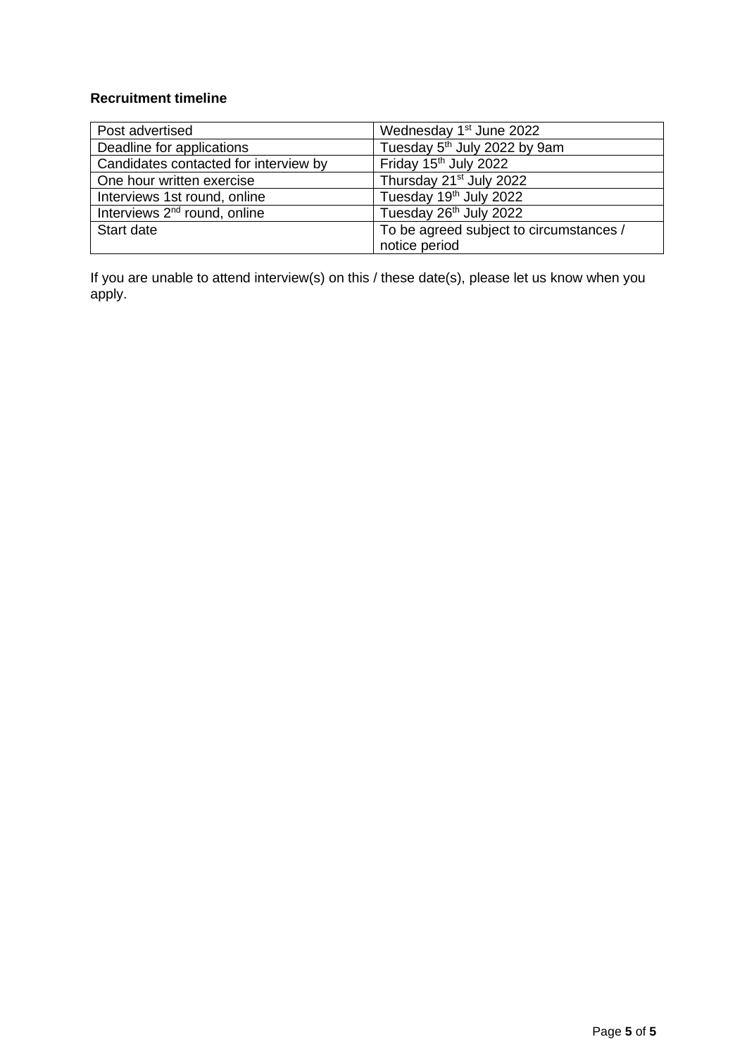**Recruitment timeline**

| | |
|---|---|
| Post advertised | Wednesday 1st June 2022 |
| Deadline for applications | Tuesday 5th July 2022 by 9am |
| Candidates contacted for interview by | Friday 15th July 2022 |
| One hour written exercise | Thursday 21st July 2022 |
| Interviews 1st round, online | Tuesday 19th July 2022 |
| Interviews 2nd round, online | Tuesday 26th July 2022 |
| Start date | To be agreed subject to circumstances / notice period |

If you are unable to attend interview(s) on this / these date(s), please let us know when you apply.